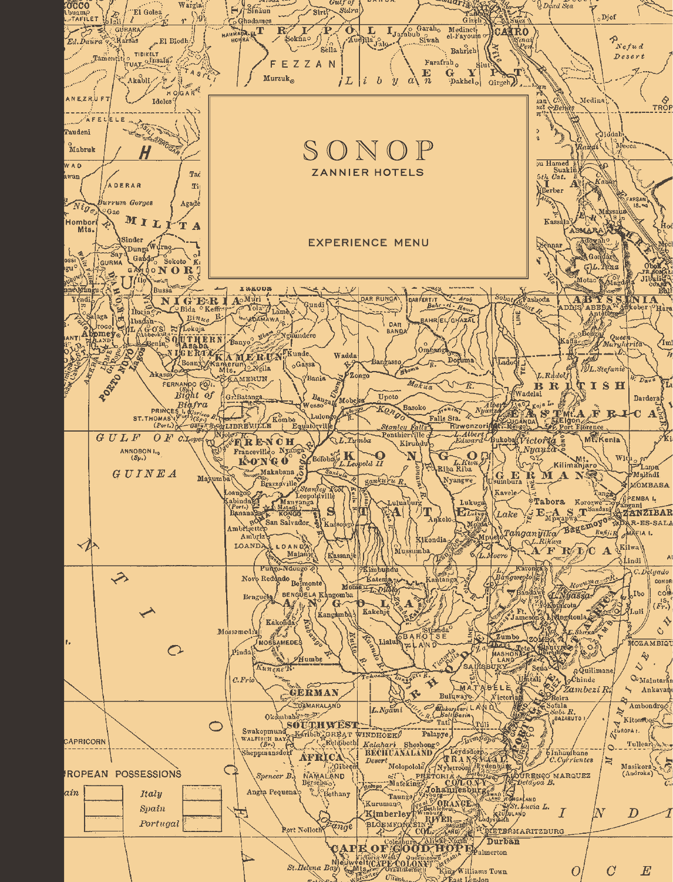# SONOP

ZANNIER HOTELS

EXPERIENCE MENU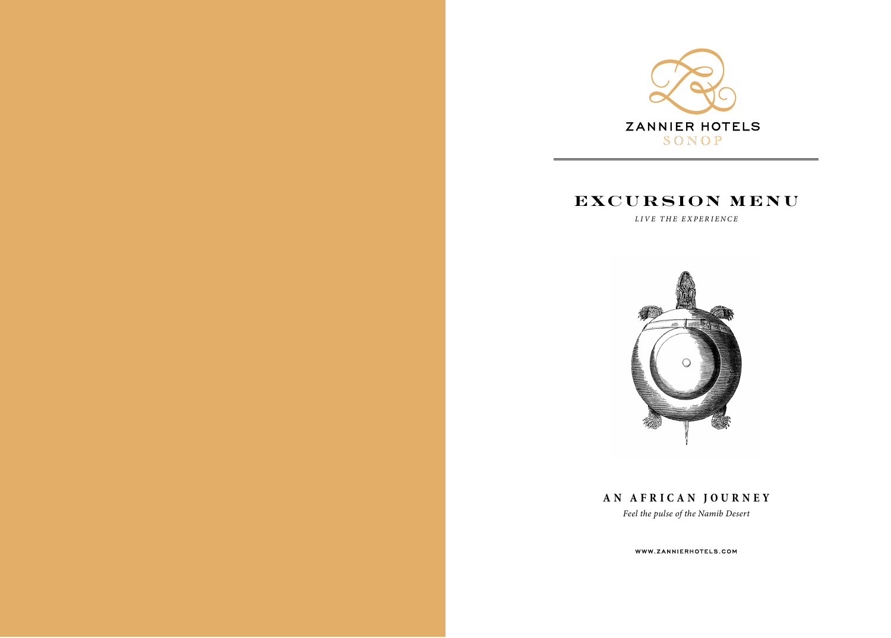ZANNIER HOTELS

SONOP

# EXCURSION MENU

*LIVE THE EXPERIENCE*

## AN AFRICAN JOURNEY

*Feel the pulse of the Namib Desert*

WWW.ZANNIERHOTELS.COM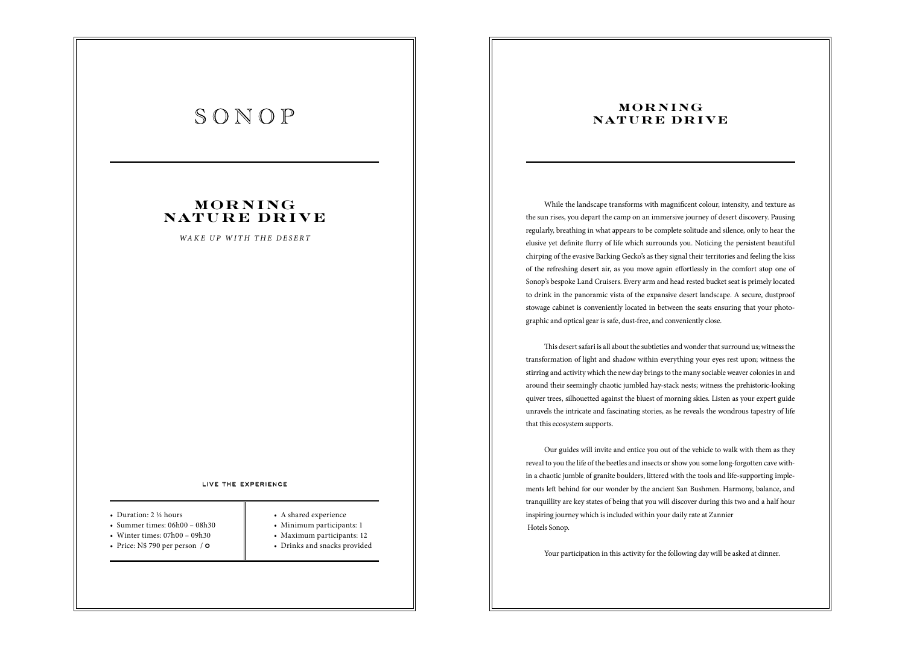# SONOP

## MORNING NATURE DRIVE

*WAKE UP WITH THE DESERT*

LIVE THE EXPERIENCE

- Duration: 2 ½ hours
- Summer times: 06h00 – 08h30
- Winter times: 07h00 – 09h30
- Price: N$ 790 per person / O

- A shared experience
- Minimum participants: 1
- Maximum participants: 12
- Drinks and snacks provided

## MORNING NATURE DRIVE

While the landscape transforms with magnificent colour, intensity, and texture as the sun rises, you depart the camp on an immersive journey of desert discovery. Pausing regularly, breathing in what appears to be complete solitude and silence, only to hear the elusive yet definite flurry of life which surrounds you. Noticing the persistent beautiful chirping of the evasive Barking Gecko's as they signal their territories and feeling the kiss of the refreshing desert air, as you move again effortlessly in the comfort atop one of Sonop's bespoke Land Cruisers. Every arm and head rested bucket seat is primely located to drink in the panoramic vista of the expansive desert landscape. A secure, dustproof stowage cabinet is conveniently located in between the seats ensuring that your photographic and optical gear is safe, dust-free, and conveniently close.

This desert safari is all about the subtleties and wonder that surround us; witness the transformation of light and shadow within everything your eyes rest upon; witness the stirring and activity which the new day brings to the many sociable weaver colonies in and around their seemingly chaotic jumbled hay-stack nests; witness the prehistoric-looking quiver trees, silhouetted against the bluest of morning skies. Listen as your expert guide unravels the intricate and fascinating stories, as he reveals the wondrous tapestry of life that this ecosystem supports.

Our guides will invite and entice you out of the vehicle to walk with them as they reveal to you the life of the beetles and insects or show you some long-forgotten cave within a chaotic jumble of granite boulders, littered with the tools and life-supporting implements left behind for our wonder by the ancient San Bushmen. Harmony, balance, and tranquillity are key states of being that you will discover during this two and a half hour inspiring journey which is included within your daily rate at Zannier Hotels Sonop.

Your participation in this activity for the following day will be asked at dinner.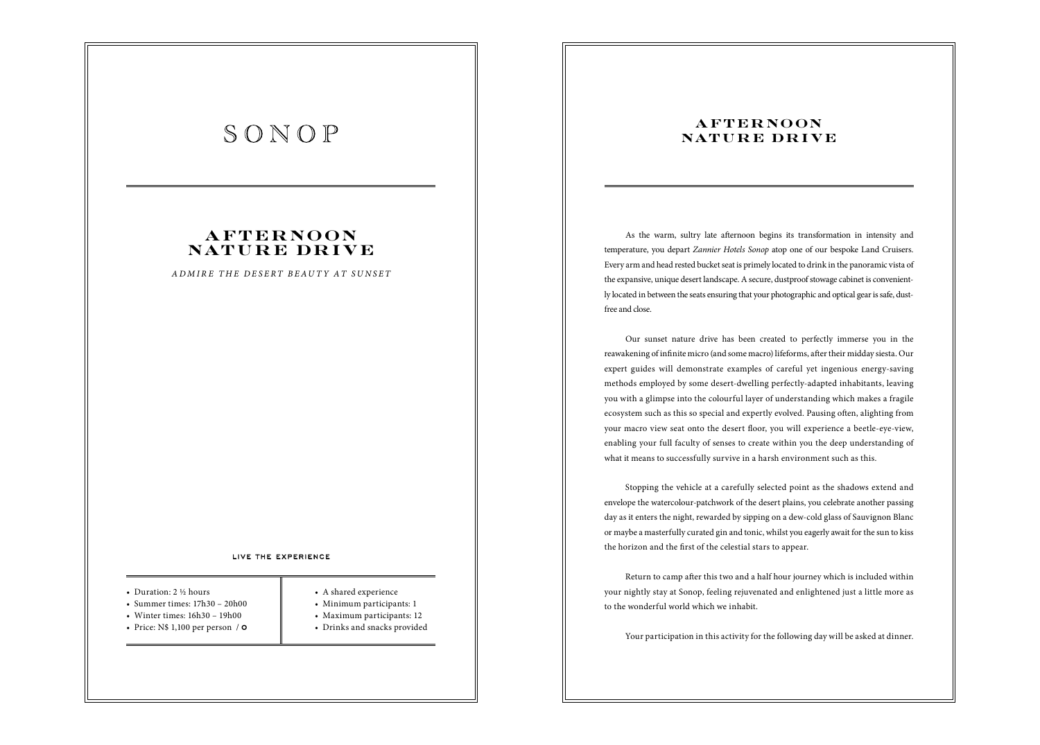# SONOP

## AFTERNOON NATURE DRIVE

*ADMIRE THE DESERT BEAUTY AT SUNSET*

**LIVE THE EXPERIENCE**

- Duration: 2 ½ hours
- Summer times: 17h30 – 20h00
- Winter times: 16h30 – 19h00
- Price: N$ 1,100 per person / O

- A shared experience
- Minimum participants: 1
- Maximum participants: 12
- Drinks and snacks provided

## AFTERNOON NATURE DRIVE

As the warm, sultry late afternoon begins its transformation in intensity and temperature, you depart *Zannier Hotels Sonop* atop one of our bespoke Land Cruisers. Every arm and head rested bucket seat is primely located to drink in the panoramic vista of the expansive, unique desert landscape. A secure, dustproof stowage cabinet is conveniently located in between the seats ensuring that your photographic and optical gear is safe, dust-free and close.

Our sunset nature drive has been created to perfectly immerse you in the reawakening of infinite micro (and some macro) lifeforms, after their midday siesta. Our expert guides will demonstrate examples of careful yet ingenious energy-saving methods employed by some desert-dwelling perfectly-adapted inhabitants, leaving you with a glimpse into the colourful layer of understanding which makes a fragile ecosystem such as this so special and expertly evolved. Pausing often, alighting from your macro view seat onto the desert floor, you will experience a beetle-eye-view, enabling your full faculty of senses to create within you the deep understanding of what it means to successfully survive in a harsh environment such as this.

Stopping the vehicle at a carefully selected point as the shadows extend and envelope the watercolour-patchwork of the desert plains, you celebrate another passing day as it enters the night, rewarded by sipping on a dew-cold glass of Sauvignon Blanc or maybe a masterfully curated gin and tonic, whilst you eagerly await for the sun to kiss the horizon and the first of the celestial stars to appear.

Return to camp after this two and a half hour journey which is included within your nightly stay at Sonop, feeling rejuvenated and enlightened just a little more as to the wonderful world which we inhabit.

Your participation in this activity for the following day will be asked at dinner.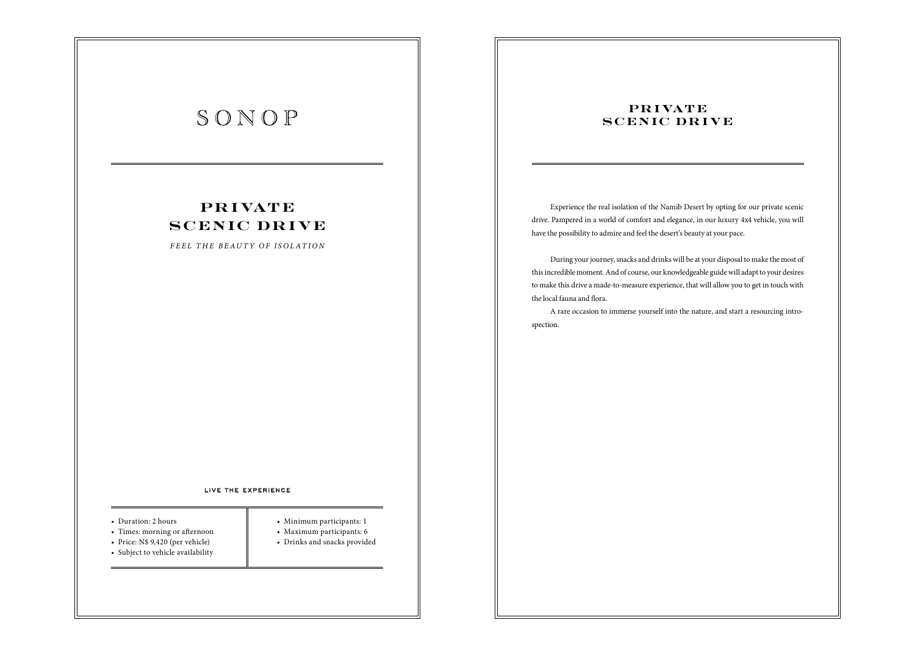# SONOP

## PRIVATE SCENIC DRIVE

*FEEL THE BEAUTY OF ISOLATION*

### LIVE THE EXPERIENCE

- Duration: 2 hours
- Times: morning or afternoon
- Price: N$ 9,420 (per vehicle)
- Subject to vehicle availability
- Minimum participants: 1
- Maximum participants: 6
- Drinks and snacks provided

## PRIVATE SCENIC DRIVE

Experience the real isolation of the Namib Desert by opting for our private scenic drive. Pampered in a world of comfort and elegance, in our luxury 4x4 vehicle, you will have the possibility to admire and feel the desert's beauty at your pace.

During your journey, snacks and drinks will be at your disposal to make the most of this incredible moment. And of course, our knowledgeable guide will adapt to your desires to make this drive a made-to-measure experience, that will allow you to get in touch with the local fauna and flora.

A rare occasion to immerse yourself into the nature, and start a resourcing introspection.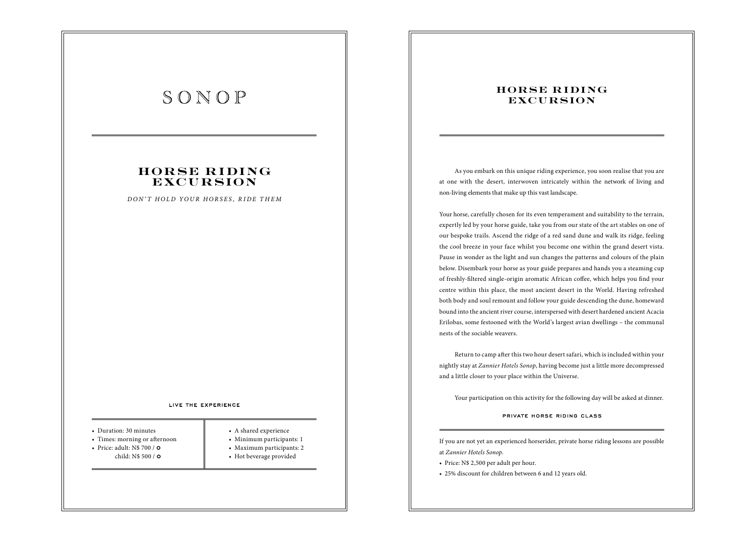# SONOP

## HORSE RIDING EXCURSION

*DON'T HOLD YOUR HORSES, RIDE THEM*

LIVE THE EXPERIENCE

- Duration: 30 minutes
- Times: morning or afternoon
- Price: adult: N$ 700 / O
  child: N$ 500 / O

- A shared experience
- Minimum participants: 1
- Maximum participants: 2
- Hot beverage provided

## HORSE RIDING EXCURSION

As you embark on this unique riding experience, you soon realise that you are at one with the desert, interwoven intricately within the network of living and non-living elements that make up this vast landscape.

Your horse, carefully chosen for its even temperament and suitability to the terrain, expertly led by your horse guide, take you from our state of the art stables on one of our bespoke trails. Ascend the ridge of a red sand dune and walk its ridge, feeling the cool breeze in your face whilst you become one within the grand desert vista. Pause in wonder as the light and sun changes the patterns and colours of the plain below. Disembark your horse as your guide prepares and hands you a steaming cup of freshly-filtered single-origin aromatic African coffee, which helps you find your centre within this place, the most ancient desert in the World. Having refreshed both body and soul remount and follow your guide descending the dune, homeward bound into the ancient river course, interspersed with desert hardened ancient Acacia Erilobas, some festooned with the World's largest avian dwellings – the communal nests of the sociable weavers.

Return to camp after this two hour desert safari, which is included within your nightly stay at *Zannier Hotels Sonop*, having become just a little more decompressed and a little closer to your place within the Universe.

Your participation on this activity for the following day will be asked at dinner.

PRIVATE HORSE RIDING CLASS

If you are not yet an experienced horserider, private horse riding lessons are possible at *Zannier Hotels Sonop*.

- Price: N$ 2,500 per adult per hour.
- 25% discount for children between 6 and 12 years old.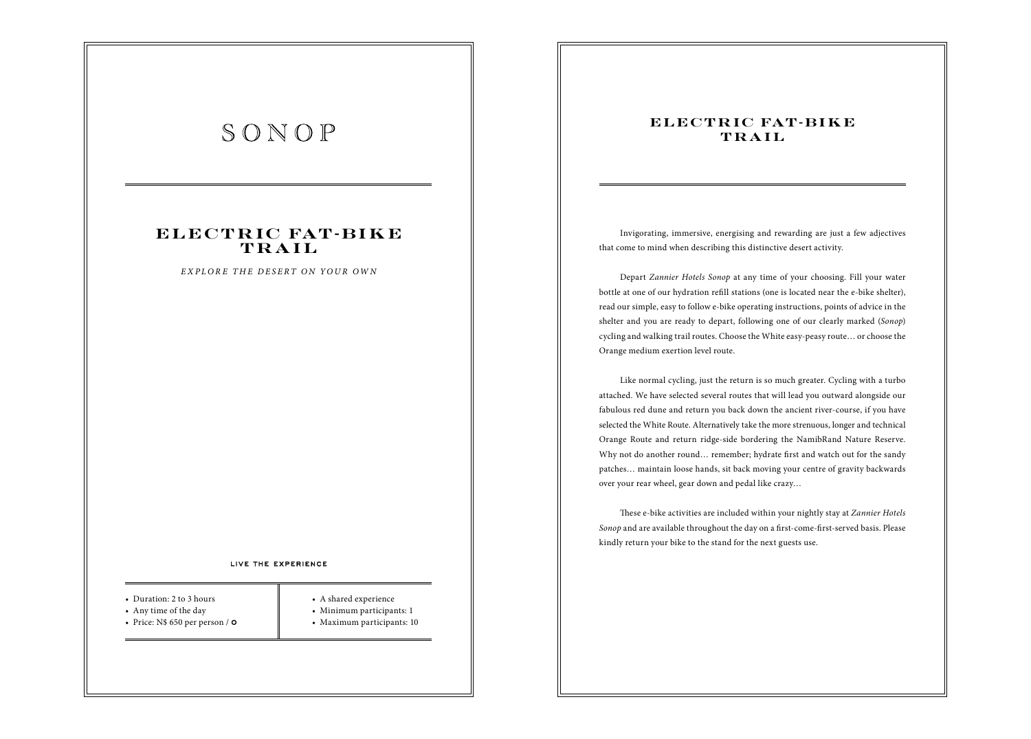# SONOP

## ELECTRIC FAT-BIKE TRAIL

*EXPLORE THE DESERT ON YOUR OWN*

LIVE THE EXPERIENCE

- Duration: 2 to 3 hours
- Any time of the day
- Price: N$ 650 per person / O

- A shared experience
- Minimum participants: 1
- Maximum participants: 10

## ELECTRIC FAT-BIKE TRAIL

Invigorating, immersive, energising and rewarding are just a few adjectives that come to mind when describing this distinctive desert activity.

Depart *Zannier Hotels Sonop* at any time of your choosing. Fill your water bottle at one of our hydration refill stations (one is located near the e-bike shelter), read our simple, easy to follow e-bike operating instructions, points of advice in the shelter and you are ready to depart, following one of our clearly marked (*Sonop*) cycling and walking trail routes. Choose the White easy-peasy route… or choose the Orange medium exertion level route.

Like normal cycling, just the return is so much greater. Cycling with a turbo attached. We have selected several routes that will lead you outward alongside our fabulous red dune and return you back down the ancient river-course, if you have selected the White Route. Alternatively take the more strenuous, longer and technical Orange Route and return ridge-side bordering the NamibRand Nature Reserve. Why not do another round… remember; hydrate first and watch out for the sandy patches… maintain loose hands, sit back moving your centre of gravity backwards over your rear wheel, gear down and pedal like crazy…

These e-bike activities are included within your nightly stay at *Zannier Hotels Sonop* and are available throughout the day on a first-come-first-served basis. Please kindly return your bike to the stand for the next guests use.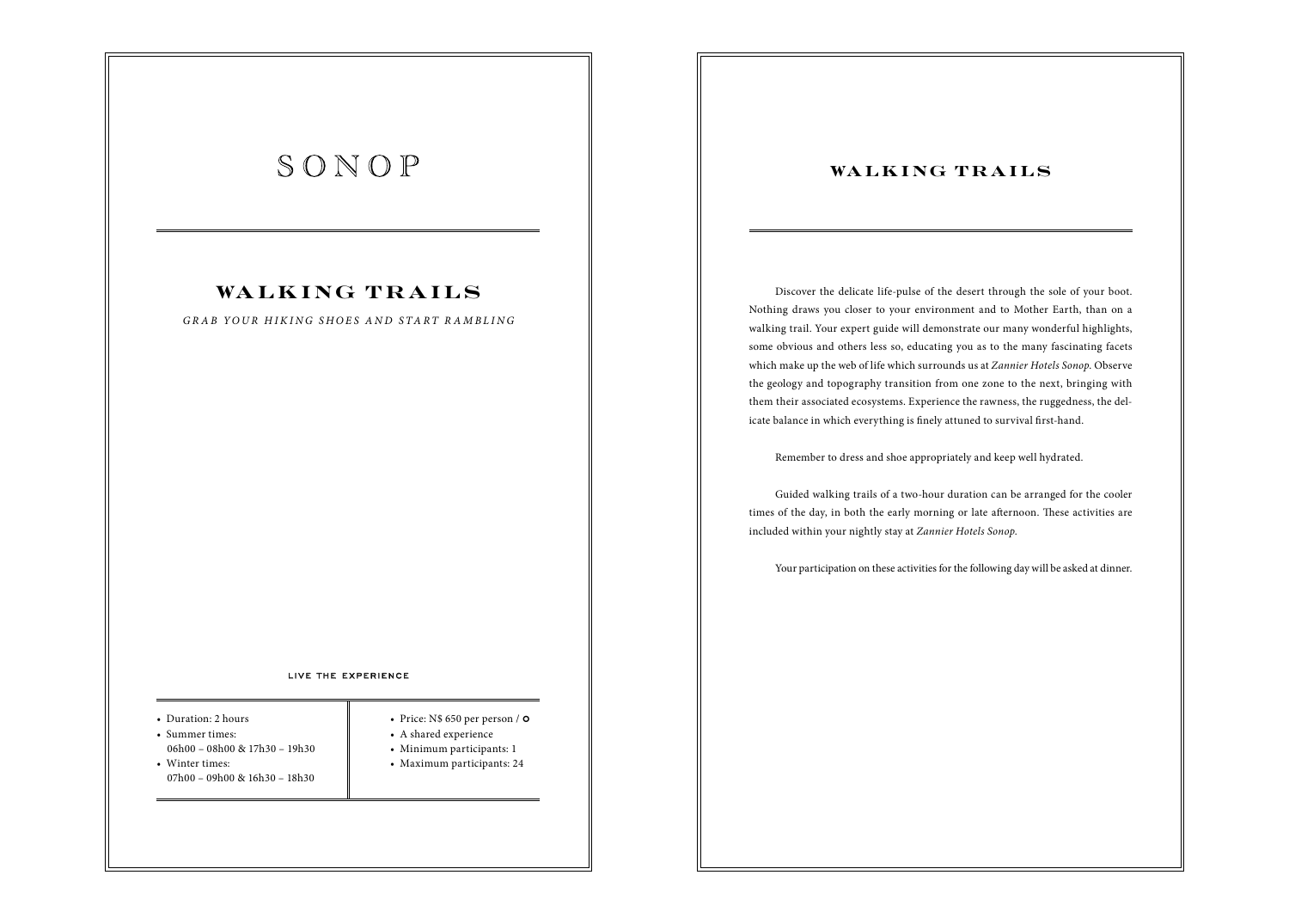# SONOP

## WALKING TRAILS

*GRAB YOUR HIKING SHOES AND START RAMBLING*

LIVE THE EXPERIENCE

- Duration: 2 hours
- Summer times:
  06h00 – 08h00 & 17h30 – 19h30
- Winter times:
  07h00 – 09h00 & 16h30 – 18h30

- Price: N$ 650 per person / O
- A shared experience
- Minimum participants: 1
- Maximum participants: 24

## WALKING TRAILS

Discover the delicate life-pulse of the desert through the sole of your boot. Nothing draws you closer to your environment and to Mother Earth, than on a walking trail. Your expert guide will demonstrate our many wonderful highlights, some obvious and others less so, educating you as to the many fascinating facets which make up the web of life which surrounds us at *Zannier Hotels Sonop*. Observe the geology and topography transition from one zone to the next, bringing with them their associated ecosystems. Experience the rawness, the ruggedness, the delicate balance in which everything is finely attuned to survival first-hand.

Remember to dress and shoe appropriately and keep well hydrated.

Guided walking trails of a two-hour duration can be arranged for the cooler times of the day, in both the early morning or late afternoon. These activities are included within your nightly stay at *Zannier Hotels Sonop*.

Your participation on these activities for the following day will be asked at dinner.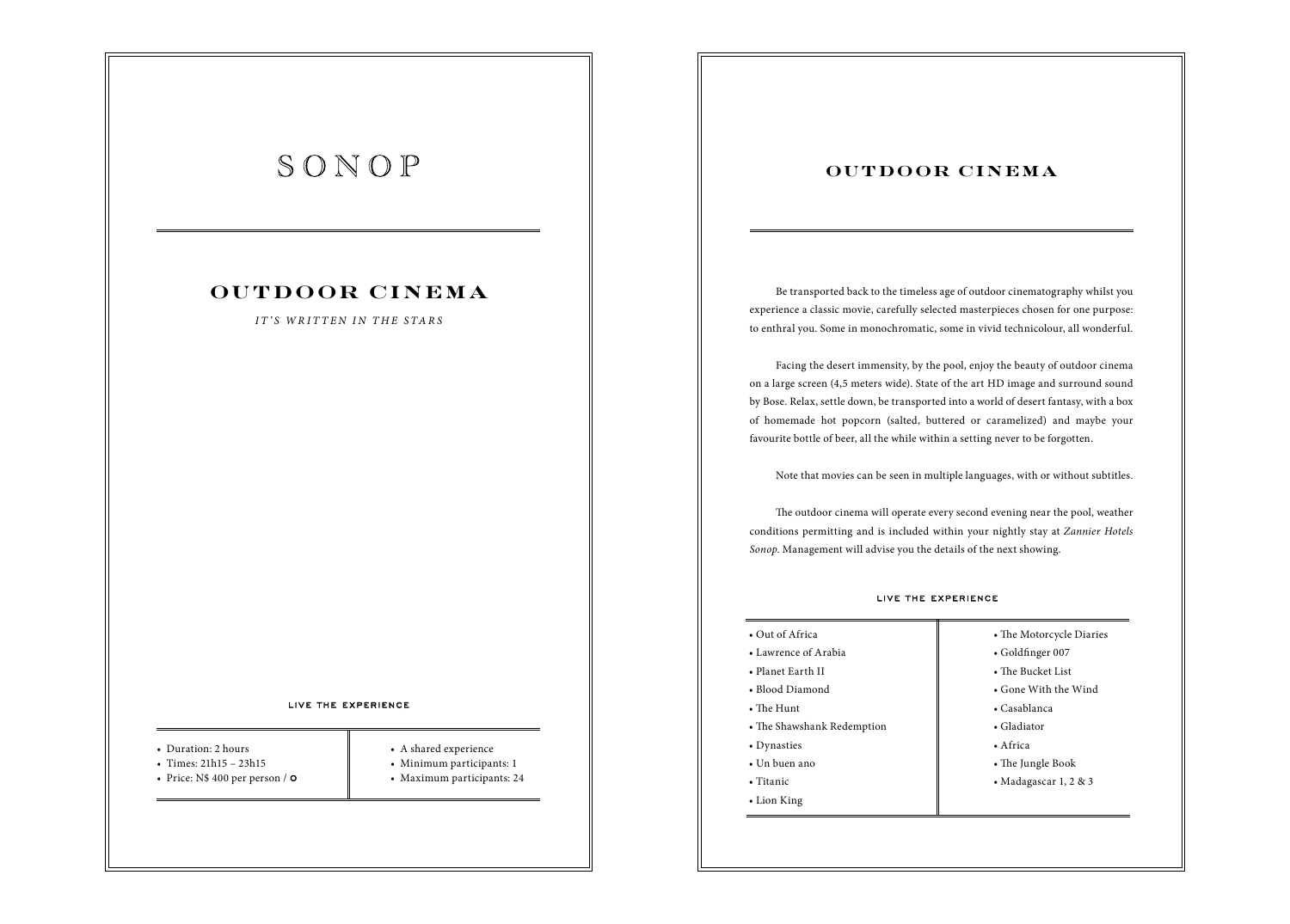# SONOP

## OUTDOOR CINEMA

*IT'S WRITTEN IN THE STARS*

### LIVE THE EXPERIENCE

- Duration: 2 hours
- Times: 21h15 – 23h15
- Price: N$ 400 per person / O
- A shared experience
- Minimum participants: 1
- Maximum participants: 24

## OUTDOOR CINEMA

Be transported back to the timeless age of outdoor cinematography whilst you experience a classic movie, carefully selected masterpieces chosen for one purpose: to enthral you. Some in monochromatic, some in vivid technicolour, all wonderful.

Facing the desert immensity, by the pool, enjoy the beauty of outdoor cinema on a large screen (4,5 meters wide). State of the art HD image and surround sound by Bose. Relax, settle down, be transported into a world of desert fantasy, with a box of homemade hot popcorn (salted, buttered or caramelized) and maybe your favourite bottle of beer, all the while within a setting never to be forgotten.

Note that movies can be seen in multiple languages, with or without subtitles.

The outdoor cinema will operate every second evening near the pool, weather conditions permitting and is included within your nightly stay at *Zannier Hotels Sonop*. Management will advise you the details of the next showing.

### LIVE THE EXPERIENCE

- Out of Africa
- Lawrence of Arabia
- Planet Earth II
- Blood Diamond
- The Hunt
- The Shawshank Redemption
- Dynasties
- Un buen ano
- Titanic
- Lion King
- The Motorcycle Diaries
- Goldfinger 007
- The Bucket List
- Gone With the Wind
- Casablanca
- Gladiator
- Africa
- The Jungle Book
- Madagascar 1, 2 & 3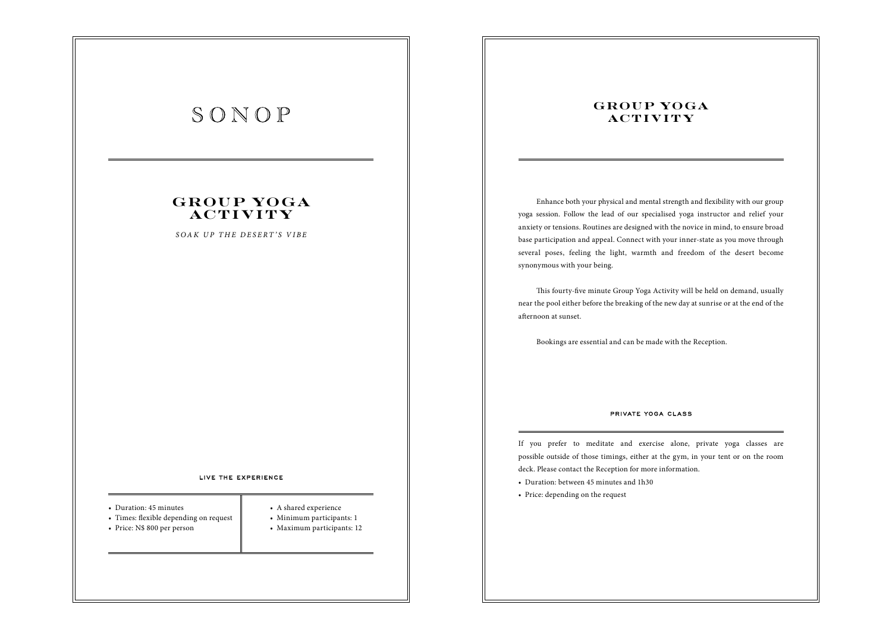# SONOP

## GROUP YOGA ACTIVITY

*SOAK UP THE DESERT'S VIBE*

### LIVE THE EXPERIENCE

- Duration: 45 minutes
- Times: flexible depending on request
- Price: N$ 800 per person
- A shared experience
- Minimum participants: 1
- Maximum participants: 12

## GROUP YOGA ACTIVITY

Enhance both your physical and mental strength and flexibility with our group yoga session. Follow the lead of our specialised yoga instructor and relief your anxiety or tensions. Routines are designed with the novice in mind, to ensure broad base participation and appeal. Connect with your inner-state as you move through several poses, feeling the light, warmth and freedom of the desert become synonymous with your being.

This fourty-five minute Group Yoga Activity will be held on demand, usually near the pool either before the breaking of the new day at sunrise or at the end of the afternoon at sunset.

Bookings are essential and can be made with the Reception.

### PRIVATE YOGA CLASS

If you prefer to meditate and exercise alone, private yoga classes are possible outside of those timings, either at the gym, in your tent or on the room deck. Please contact the Reception for more information.

- Duration: between 45 minutes and 1h30
- Price: depending on the request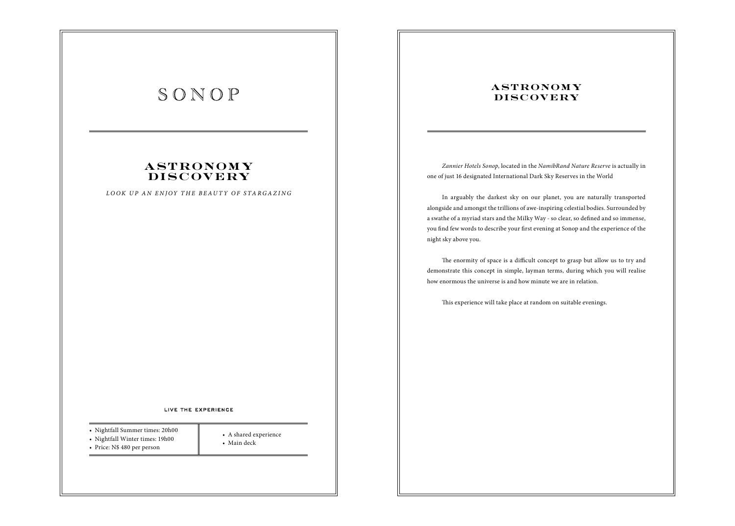# SONOP

## ASTRONOMY DISCOVERY

*LOOK UP AN ENJOY THE BEAUTY OF STARGAZING*

LIVE THE EXPERIENCE

- Nightfall Summer times: 20h00
- Nightfall Winter times: 19h00
- Price: N$ 480 per person

- A shared experience
- Main deck

## ASTRONOMY DISCOVERY

*Zannier Hotels Sonop*, located in the *NamibRand Nature Reserve* is actually in one of just 16 designated International Dark Sky Reserves in the World

In arguably the darkest sky on our planet, you are naturally transported alongside and amongst the trillions of awe-inspiring celestial bodies. Surrounded by a swathe of a myriad stars and the Milky Way - so clear, so defined and so immense, you find few words to describe your first evening at Sonop and the experience of the night sky above you.

The enormity of space is a difficult concept to grasp but allow us to try and demonstrate this concept in simple, layman terms, during which you will realise how enormous the universe is and how minute we are in relation.

This experience will take place at random on suitable evenings.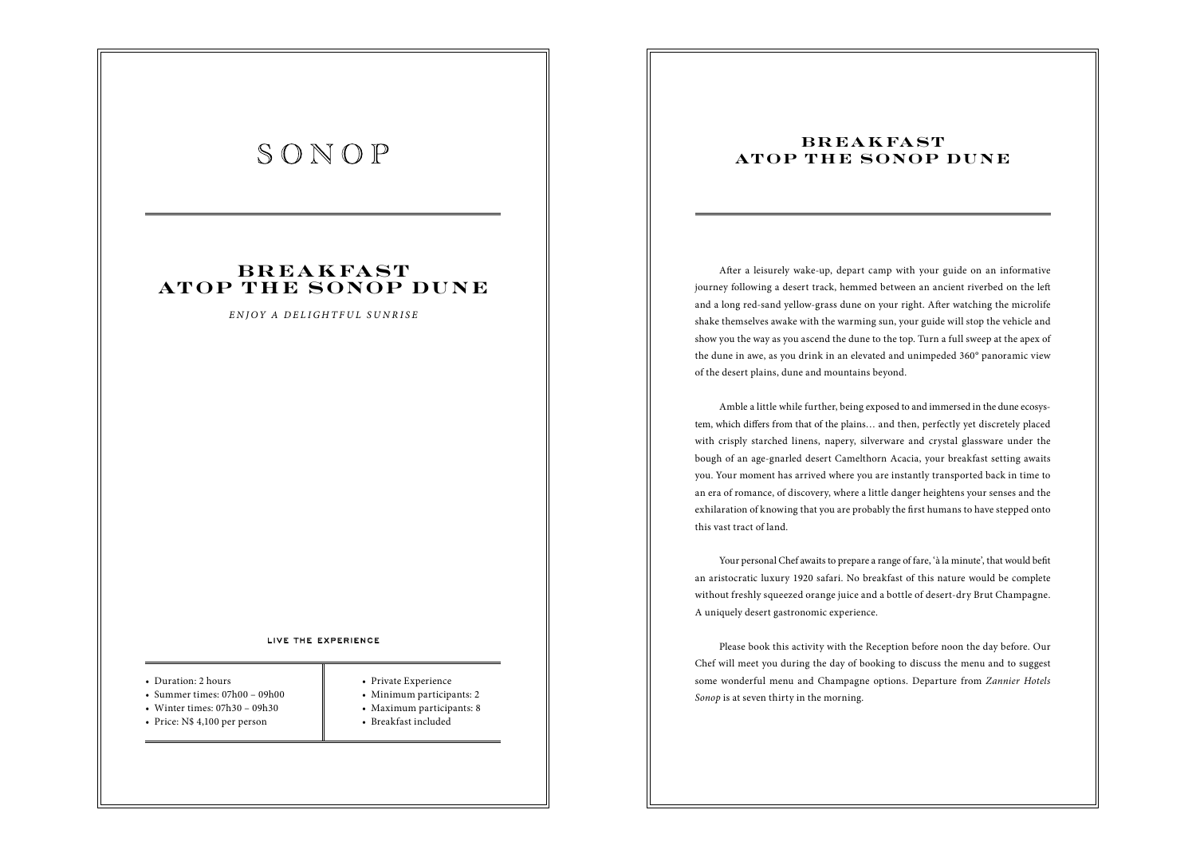# SONOP

## BREAKFAST ATOP THE SONOP DUNE

*ENJOY A DELIGHTFUL SUNRISE*

### LIVE THE EXPERIENCE

- Duration: 2 hours
- Summer times: 07h00 – 09h00
- Winter times: 07h30 – 09h30
- Price: N$ 4,100 per person

- Private Experience
- Minimum participants: 2
- Maximum participants: 8
- Breakfast included

## BREAKFAST ATOP THE SONOP DUNE

After a leisurely wake-up, depart camp with your guide on an informative journey following a desert track, hemmed between an ancient riverbed on the left and a long red-sand yellow-grass dune on your right. After watching the microlife shake themselves awake with the warming sun, your guide will stop the vehicle and show you the way as you ascend the dune to the top. Turn a full sweep at the apex of the dune in awe, as you drink in an elevated and unimpeded 360° panoramic view of the desert plains, dune and mountains beyond.

Amble a little while further, being exposed to and immersed in the dune ecosystem, which differs from that of the plains… and then, perfectly yet discretely placed with crisply starched linens, napery, silverware and crystal glassware under the bough of an age-gnarled desert Camelthorn Acacia, your breakfast setting awaits you. Your moment has arrived where you are instantly transported back in time to an era of romance, of discovery, where a little danger heightens your senses and the exhilaration of knowing that you are probably the first humans to have stepped onto this vast tract of land.

Your personal Chef awaits to prepare a range of fare, 'à la minute', that would befit an aristocratic luxury 1920 safari. No breakfast of this nature would be complete without freshly squeezed orange juice and a bottle of desert-dry Brut Champagne. A uniquely desert gastronomic experience.

Please book this activity with the Reception before noon the day before. Our Chef will meet you during the day of booking to discuss the menu and to suggest some wonderful menu and Champagne options. Departure from *Zannier Hotels Sonop* is at seven thirty in the morning.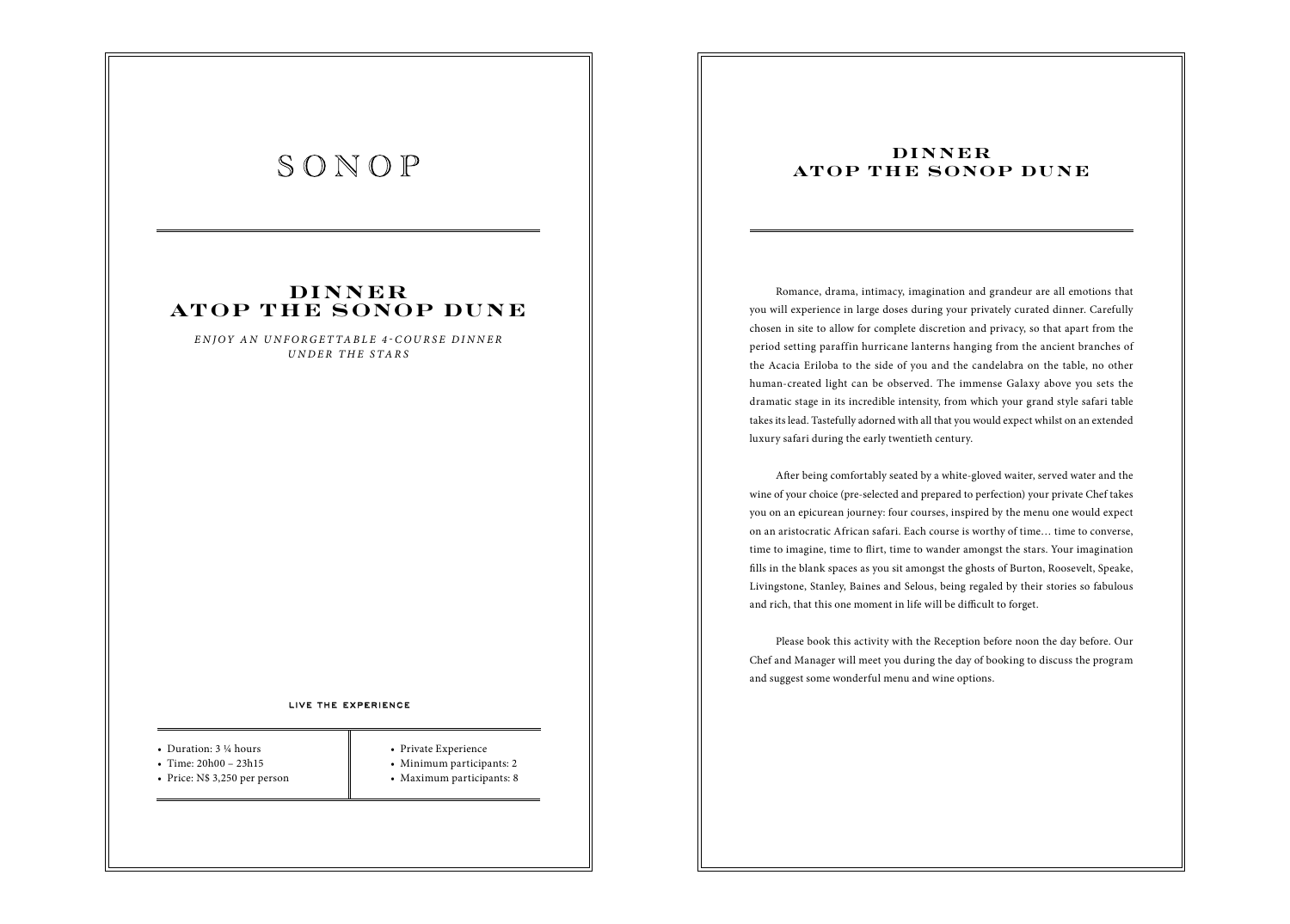# SONOP

## DINNER ATOP THE SONOP DUNE

*ENJOY AN UNFORGETTABLE 4-COURSE DINNER UNDER THE STARS*

### LIVE THE EXPERIENCE

- Duration: 3 ¼ hours
- Time: 20h00 – 23h15
- Price: N$ 3,250 per person

- Private Experience
- Minimum participants: 2
- Maximum participants: 8

## DINNER ATOP THE SONOP DUNE

Romance, drama, intimacy, imagination and grandeur are all emotions that you will experience in large doses during your privately curated dinner. Carefully chosen in site to allow for complete discretion and privacy, so that apart from the period setting paraffin hurricane lanterns hanging from the ancient branches of the Acacia Eriloba to the side of you and the candelabra on the table, no other human-created light can be observed. The immense Galaxy above you sets the dramatic stage in its incredible intensity, from which your grand style safari table takes its lead. Tastefully adorned with all that you would expect whilst on an extended luxury safari during the early twentieth century.

After being comfortably seated by a white-gloved waiter, served water and the wine of your choice (pre-selected and prepared to perfection) your private Chef takes you on an epicurean journey: four courses, inspired by the menu one would expect on an aristocratic African safari. Each course is worthy of time… time to converse, time to imagine, time to flirt, time to wander amongst the stars. Your imagination fills in the blank spaces as you sit amongst the ghosts of Burton, Roosevelt, Speake, Livingstone, Stanley, Baines and Selous, being regaled by their stories so fabulous and rich, that this one moment in life will be difficult to forget.

Please book this activity with the Reception before noon the day before. Our Chef and Manager will meet you during the day of booking to discuss the program and suggest some wonderful menu and wine options.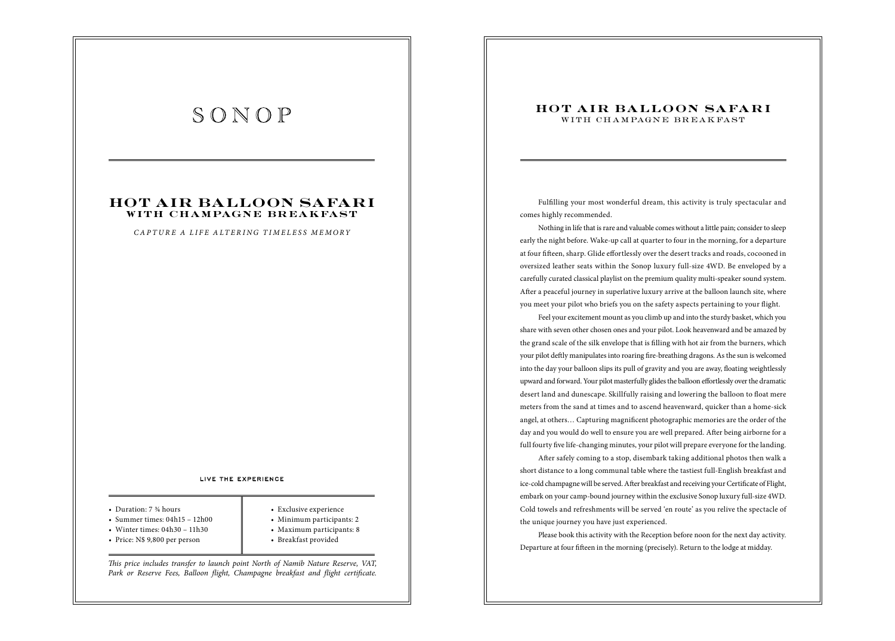# SONOP

## HOT AIR BALLOON SAFARI
### WITH CHAMPAGNE BREAKFAST

*CAPTURE A LIFE ALTERING TIMELESS MEMORY*

LIVE THE EXPERIENCE

- Duration: 7 ¾ hours
- Summer times: 04h15 – 12h00
- Winter times: 04h30 – 11h30
- Price: N$ 9,800 per person

- Exclusive experience
- Minimum participants: 2
- Maximum participants: 8
- Breakfast provided

*This price includes transfer to launch point North of Namib Nature Reserve, VAT, Park or Reserve Fees, Balloon flight, Champagne breakfast and flight certificate.*

## HOT AIR BALLOON SAFARI
### WITH CHAMPAGNE BREAKFAST

Fulfilling your most wonderful dream, this activity is truly spectacular and comes highly recommended.

Nothing in life that is rare and valuable comes without a little pain; consider to sleep early the night before. Wake-up call at quarter to four in the morning, for a departure at four fifteen, sharp. Glide effortlessly over the desert tracks and roads, cocooned in oversized leather seats within the Sonop luxury full-size 4WD. Be enveloped by a carefully curated classical playlist on the premium quality multi-speaker sound system. After a peaceful journey in superlative luxury arrive at the balloon launch site, where you meet your pilot who briefs you on the safety aspects pertaining to your flight.

Feel your excitement mount as you climb up and into the sturdy basket, which you share with seven other chosen ones and your pilot. Look heavenward and be amazed by the grand scale of the silk envelope that is filling with hot air from the burners, which your pilot deftly manipulates into roaring fire-breathing dragons. As the sun is welcomed into the day your balloon slips its pull of gravity and you are away, floating weightlessly upward and forward. Your pilot masterfully glides the balloon effortlessly over the dramatic desert land and dunescape. Skillfully raising and lowering the balloon to float mere meters from the sand at times and to ascend heavenward, quicker than a home-sick angel, at others… Capturing magnificent photographic memories are the order of the day and you would do well to ensure you are well prepared. After being airborne for a full fourty five life-changing minutes, your pilot will prepare everyone for the landing.

After safely coming to a stop, disembark taking additional photos then walk a short distance to a long communal table where the tastiest full-English breakfast and ice-cold champagne will be served. After breakfast and receiving your Certificate of Flight, embark on your camp-bound journey within the exclusive Sonop luxury full-size 4WD. Cold towels and refreshments will be served 'en route' as you relive the spectacle of the unique journey you have just experienced.

Please book this activity with the Reception before noon for the next day activity. Departure at four fifteen in the morning (precisely). Return to the lodge at midday.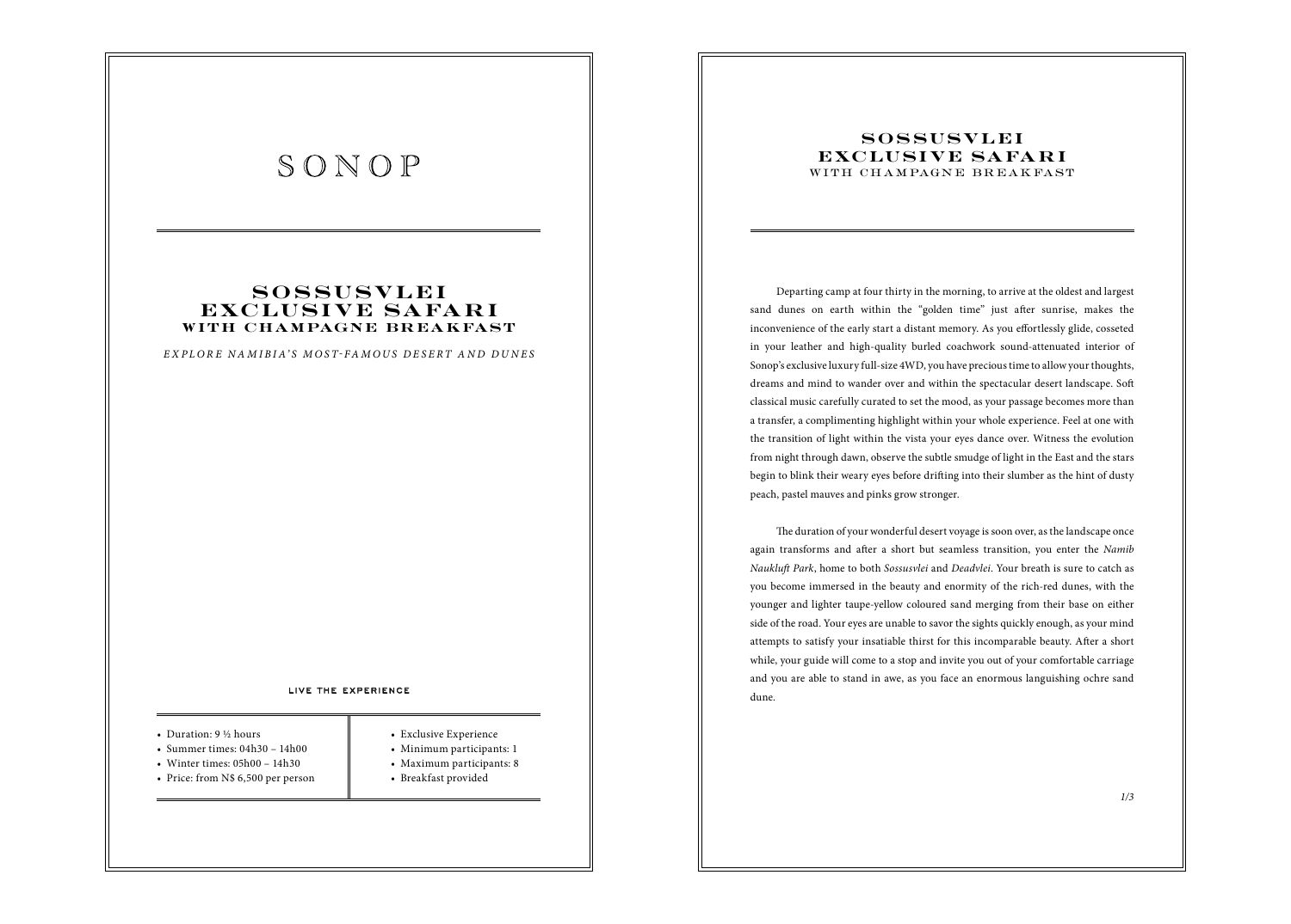# SONOP

## SOSSUSVLEI EXCLUSIVE SAFARI WITH CHAMPAGNE BREAKFAST

*EXPLORE NAMIBIA'S MOST-FAMOUS DESERT AND DUNES*

LIVE THE EXPERIENCE

- Duration: 9 ½ hours
- Summer times: 04h30 – 14h00
- Winter times: 05h00 – 14h30
- Price: from N$ 6,500 per person

- Exclusive Experience
- Minimum participants: 1
- Maximum participants: 8
- Breakfast provided

## SOSSUSVLEI EXCLUSIVE SAFARI
### WITH CHAMPAGNE BREAKFAST

Departing camp at four thirty in the morning, to arrive at the oldest and largest sand dunes on earth within the "golden time" just after sunrise, makes the inconvenience of the early start a distant memory. As you effortlessly glide, cosseted in your leather and high-quality burled coachwork sound-attenuated interior of Sonop's exclusive luxury full-size 4WD, you have precious time to allow your thoughts, dreams and mind to wander over and within the spectacular desert landscape. Soft classical music carefully curated to set the mood, as your passage becomes more than a transfer, a complimenting highlight within your whole experience. Feel at one with the transition of light within the vista your eyes dance over. Witness the evolution from night through dawn, observe the subtle smudge of light in the East and the stars begin to blink their weary eyes before drifting into their slumber as the hint of dusty peach, pastel mauves and pinks grow stronger.

The duration of your wonderful desert voyage is soon over, as the landscape once again transforms and after a short but seamless transition, you enter the *Namib Naukluft Park*, home to both *Sossusvlei* and *Deadvlei*. Your breath is sure to catch as you become immersed in the beauty and enormity of the rich-red dunes, with the younger and lighter taupe-yellow coloured sand merging from their base on either side of the road. Your eyes are unable to savor the sights quickly enough, as your mind attempts to satisfy your insatiable thirst for this incomparable beauty. After a short while, your guide will come to a stop and invite you out of your comfortable carriage and you are able to stand in awe, as you face an enormous languishing ochre sand dune.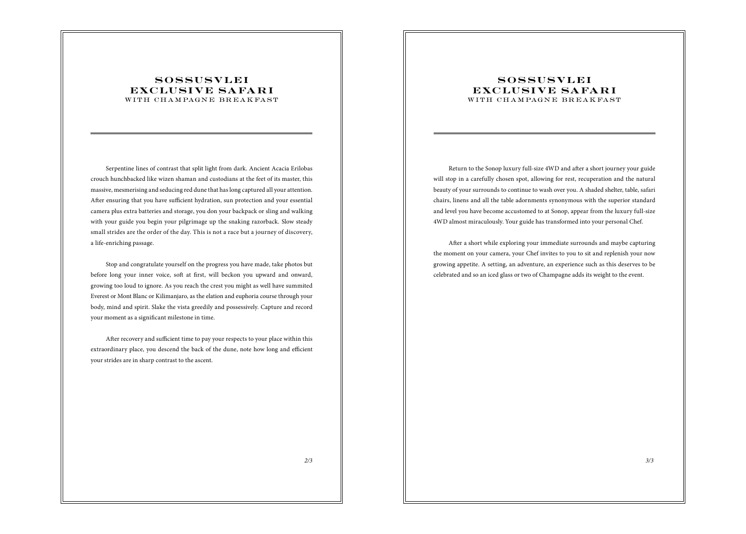# SOSSUSVLEI EXCLUSIVE SAFARI
### WITH CHAMPAGNE BREAKFAST

Serpentine lines of contrast that split light from dark. Ancient Acacia Erilobas crouch hunchbacked like wizen shaman and custodians at the feet of its master, this massive, mesmerising and seducing red dune that has long captured all your attention. After ensuring that you have sufficient hydration, sun protection and your essential camera plus extra batteries and storage, you don your backpack or sling and walking with your guide you begin your pilgrimage up the snaking razorback. Slow steady small strides are the order of the day. This is not a race but a journey of discovery, a life-enriching passage.

Stop and congratulate yourself on the progress you have made, take photos but before long your inner voice, soft at first, will beckon you upward and onward, growing too loud to ignore. As you reach the crest you might as well have summited Everest or Mont Blanc or Kilimanjaro, as the elation and euphoria course through your body, mind and spirit. Slake the vista greedily and possessively. Capture and record your moment as a significant milestone in time.

After recovery and sufficient time to pay your respects to your place within this extraordinary place, you descend the back of the dune, note how long and efficient your strides are in sharp contrast to the ascent.

# SOSSUSVLEI EXCLUSIVE SAFARI
### WITH CHAMPAGNE BREAKFAST

Return to the Sonop luxury full-size 4WD and after a short journey your guide will stop in a carefully chosen spot, allowing for rest, recuperation and the natural beauty of your surrounds to continue to wash over you. A shaded shelter, table, safari chairs, linens and all the table adornments synonymous with the superior standard and level you have become accustomed to at Sonop, appear from the luxury full-size 4WD almost miraculously. Your guide has transformed into your personal Chef.

After a short while exploring your immediate surrounds and maybe capturing the moment on your camera, your Chef invites to you to sit and replenish your now growing appetite. A setting, an adventure, an experience such as this deserves to be celebrated and so an iced glass or two of Champagne adds its weight to the event.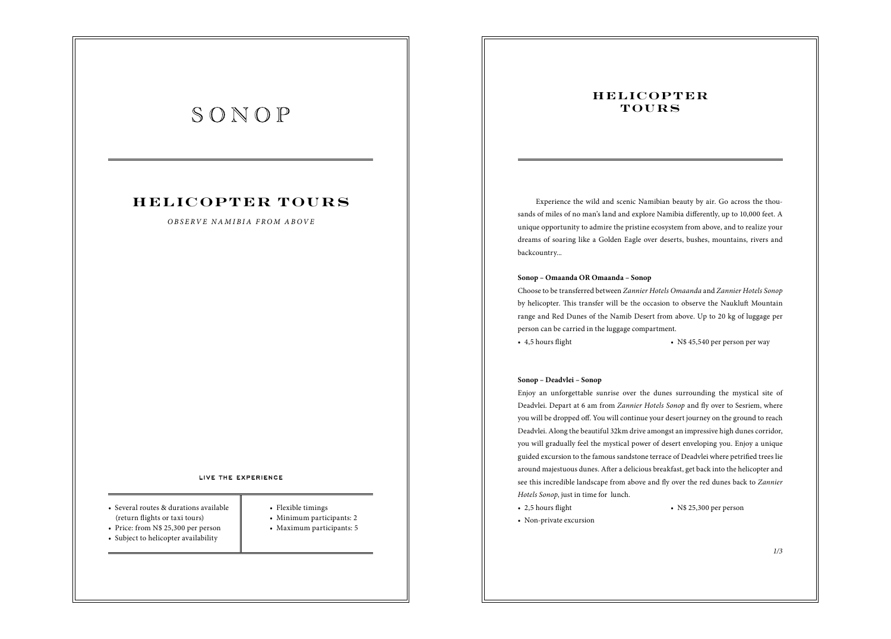# SONOP

## HELICOPTER TOURS

*OBSERVE NAMIBIA FROM ABOVE*

LIVE THE EXPERIENCE

- Several routes & durations available (return flights or taxi tours)
- Price: from N$ 25,300 per person
- Subject to helicopter availability
- Flexible timings
- Minimum participants: 2
- Maximum participants: 5

## HELICOPTER TOURS

Experience the wild and scenic Namibian beauty by air. Go across the thousands of miles of no man's land and explore Namibia differently, up to 10,000 feet. A unique opportunity to admire the pristine ecosystem from above, and to realize your dreams of soaring like a Golden Eagle over deserts, bushes, mountains, rivers and backcountry...

**Sonop – Omaanda OR Omaanda – Sonop**

Choose to be transferred between *Zannier Hotels Omaanda* and *Zannier Hotels Sonop* by helicopter. This transfer will be the occasion to observe the Naukluft Mountain range and Red Dunes of the Namib Desert from above. Up to 20 kg of luggage per person can be carried in the luggage compartment.

- 4,5 hours flight
- N$ 45,540 per person per way

**Sonop – Deadvlei – Sonop**

Enjoy an unforgettable sunrise over the dunes surrounding the mystical site of Deadvlei. Depart at 6 am from *Zannier Hotels Sonop* and fly over to Sesriem, where you will be dropped off. You will continue your desert journey on the ground to reach Deadvlei. Along the beautiful 32km drive amongst an impressive high dunes corridor, you will gradually feel the mystical power of desert enveloping you. Enjoy a unique guided excursion to the famous sandstone terrace of Deadvlei where petrified trees lie around majestuous dunes. After a delicious breakfast, get back into the helicopter and see this incredible landscape from above and fly over the red dunes back to *Zannier Hotels Sonop*, just in time for lunch.

- 2,5 hours flight
- Non-private excursion
- N$ 25,300 per person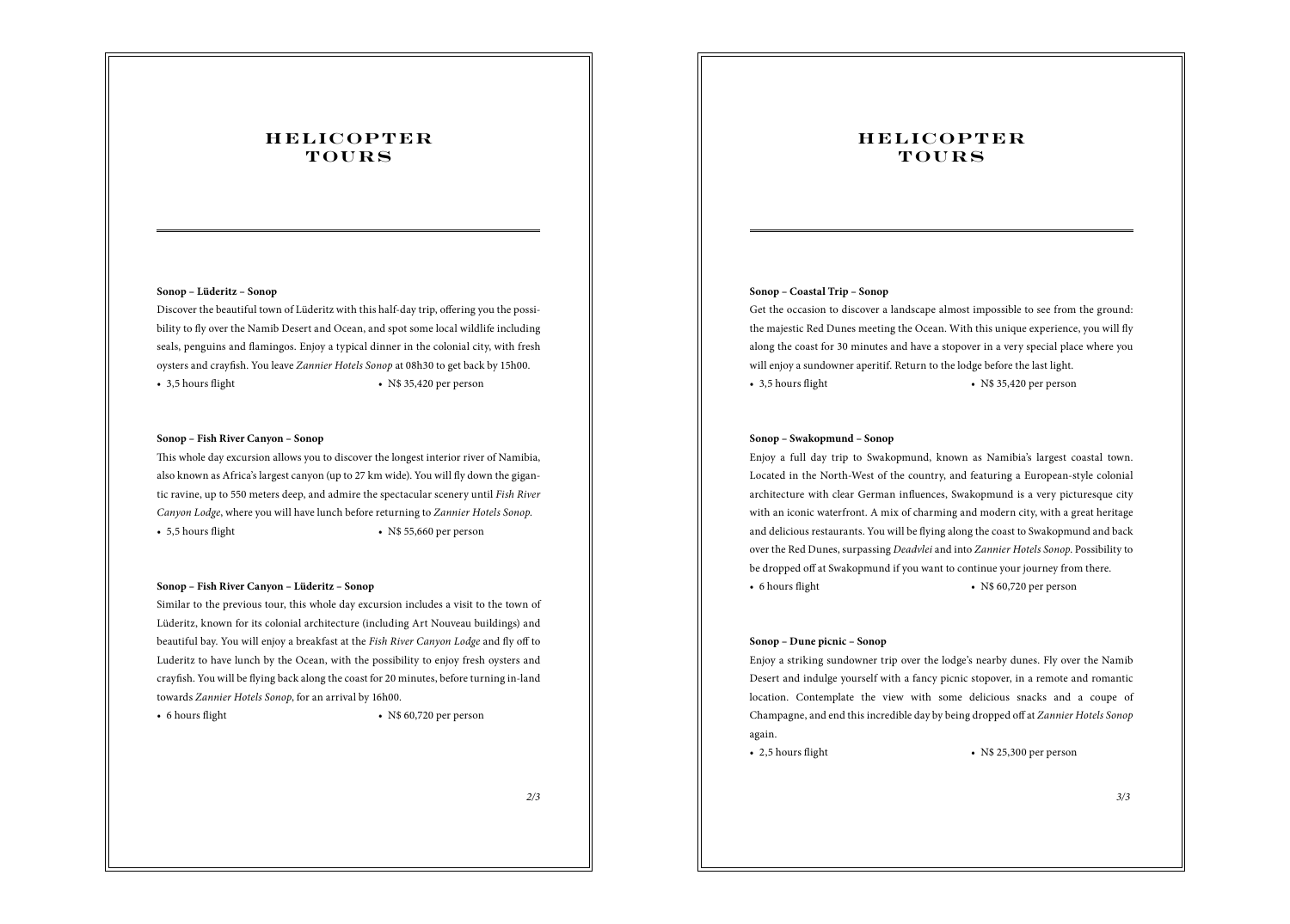# HELICOPTER TOURS

**Sonop – Lüderitz – Sonop**

Discover the beautiful town of Lüderitz with this half-day trip, offering you the possibility to fly over the Namib Desert and Ocean, and spot some local wildlife including seals, penguins and flamingos. Enjoy a typical dinner in the colonial city, with fresh oysters and crayfish. You leave *Zannier Hotels Sonop* at 08h30 to get back by 15h00.

- 3,5 hours flight
- N$ 35,420 per person

**Sonop – Fish River Canyon – Sonop**

This whole day excursion allows you to discover the longest interior river of Namibia, also known as Africa's largest canyon (up to 27 km wide). You will fly down the gigantic ravine, up to 550 meters deep, and admire the spectacular scenery until *Fish River Canyon Lodge*, where you will have lunch before returning to *Zannier Hotels Sonop*.

- 5,5 hours flight
- N$ 55,660 per person

**Sonop – Fish River Canyon – Lüderitz – Sonop**

Similar to the previous tour, this whole day excursion includes a visit to the town of Lüderitz, known for its colonial architecture (including Art Nouveau buildings) and beautiful bay. You will enjoy a breakfast at the *Fish River Canyon Lodge* and fly off to Luderitz to have lunch by the Ocean, with the possibility to enjoy fresh oysters and crayfish. You will be flying back along the coast for 20 minutes, before turning in-land towards *Zannier Hotels Sonop*, for an arrival by 16h00.

- 6 hours flight
- N$ 60,720 per person

# HELICOPTER TOURS

**Sonop – Coastal Trip – Sonop**

Get the occasion to discover a landscape almost impossible to see from the ground: the majestic Red Dunes meeting the Ocean. With this unique experience, you will fly along the coast for 30 minutes and have a stopover in a very special place where you will enjoy a sundowner aperitif. Return to the lodge before the last light.

- 3,5 hours flight
- N$ 35,420 per person

**Sonop – Swakopmund – Sonop**

Enjoy a full day trip to Swakopmund, known as Namibia's largest coastal town. Located in the North-West of the country, and featuring a European-style colonial architecture with clear German influences, Swakopmund is a very picturesque city with an iconic waterfront. A mix of charming and modern city, with a great heritage and delicious restaurants. You will be flying along the coast to Swakopmund and back over the Red Dunes, surpassing *Deadvlei* and into *Zannier Hotels Sonop*. Possibility to be dropped off at Swakopmund if you want to continue your journey from there.

- 6 hours flight
- N$ 60,720 per person

**Sonop – Dune picnic – Sonop**

Enjoy a striking sundowner trip over the lodge's nearby dunes. Fly over the Namib Desert and indulge yourself with a fancy picnic stopover, in a remote and romantic location. Contemplate the view with some delicious snacks and a coupe of Champagne, and end this incredible day by being dropped off at *Zannier Hotels Sonop* again.

- 2,5 hours flight
- N$ 25,300 per person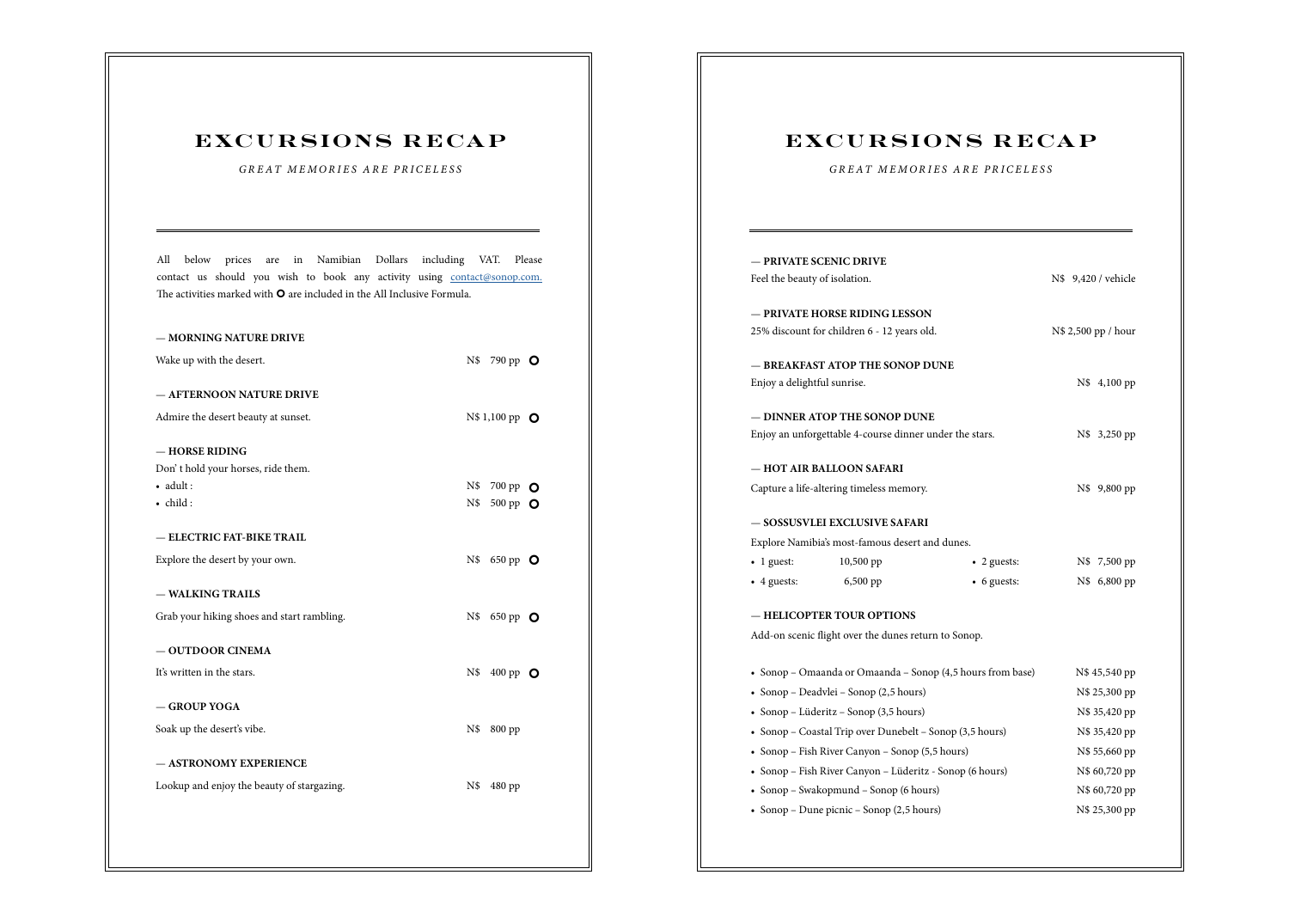# EXCURSIONS RECAP

*GREAT MEMORIES ARE PRICELESS*

All below prices are in Namibian Dollars including VAT. Please contact us should you wish to book any activity using contact@sonop.com. The activities marked with **O** are included in the All Inclusive Formula.

**— MORNING NATURE DRIVE**

Wake up with the desert. — N$ 790 pp **O**

**— AFTERNOON NATURE DRIVE**

Admire the desert beauty at sunset. — N$ 1,100 pp **O**

**— HORSE RIDING**

Don' t hold your horses, ride them.

- adult : N$ 700 pp **O**
- child : N$ 500 pp **O**

**— ELECTRIC FAT-BIKE TRAIL**

Explore the desert by your own. — N$ 650 pp **O**

**— WALKING TRAILS**

Grab your hiking shoes and start rambling. — N$ 650 pp **O**

**— OUTDOOR CINEMA**

It's written in the stars. — N$ 400 pp **O**

**— GROUP YOGA**

Soak up the desert's vibe. — N$ 800 pp

**— ASTRONOMY EXPERIENCE**

Lookup and enjoy the beauty of stargazing. — N$ 480 pp

# EXCURSIONS RECAP

*GREAT MEMORIES ARE PRICELESS*

**— PRIVATE SCENIC DRIVE**

Feel the beauty of isolation. — N$ 9,420 / vehicle

**— PRIVATE HORSE RIDING LESSON**

25% discount for children 6 - 12 years old. — N$ 2,500 pp / hour

**— BREAKFAST ATOP THE SONOP DUNE**

Enjoy a delightful sunrise. — N$ 4,100 pp

**— DINNER ATOP THE SONOP DUNE**

Enjoy an unforgettable 4-course dinner under the stars. — N$ 3,250 pp

**— HOT AIR BALLOON SAFARI**

Capture a life-altering timeless memory. — N$ 9,800 pp

**— SOSSUSVLEI EXCLUSIVE SAFARI**

Explore Namibia's most-famous desert and dunes.

- 1 guest: 10,500 pp
- 2 guests: N$ 7,500 pp
- 4 guests: 6,500 pp
- 6 guests: N$ 6,800 pp

**— HELICOPTER TOUR OPTIONS**

Add-on scenic flight over the dunes return to Sonop.

- Sonop – Omaanda or Omaanda – Sonop (4,5 hours from base) — N$ 45,540 pp
- Sonop – Deadvlei – Sonop (2,5 hours) — N$ 25,300 pp
- Sonop – Lüderitz – Sonop (3,5 hours) — N$ 35,420 pp
- Sonop – Coastal Trip over Dunebelt – Sonop (3,5 hours) — N$ 35,420 pp
- Sonop – Fish River Canyon – Sonop (5,5 hours) — N$ 55,660 pp
- Sonop – Fish River Canyon – Lüderitz - Sonop (6 hours) — N$ 60,720 pp
- Sonop – Swakopmund – Sonop (6 hours) — N$ 60,720 pp
- Sonop – Dune picnic – Sonop (2,5 hours) — N$ 25,300 pp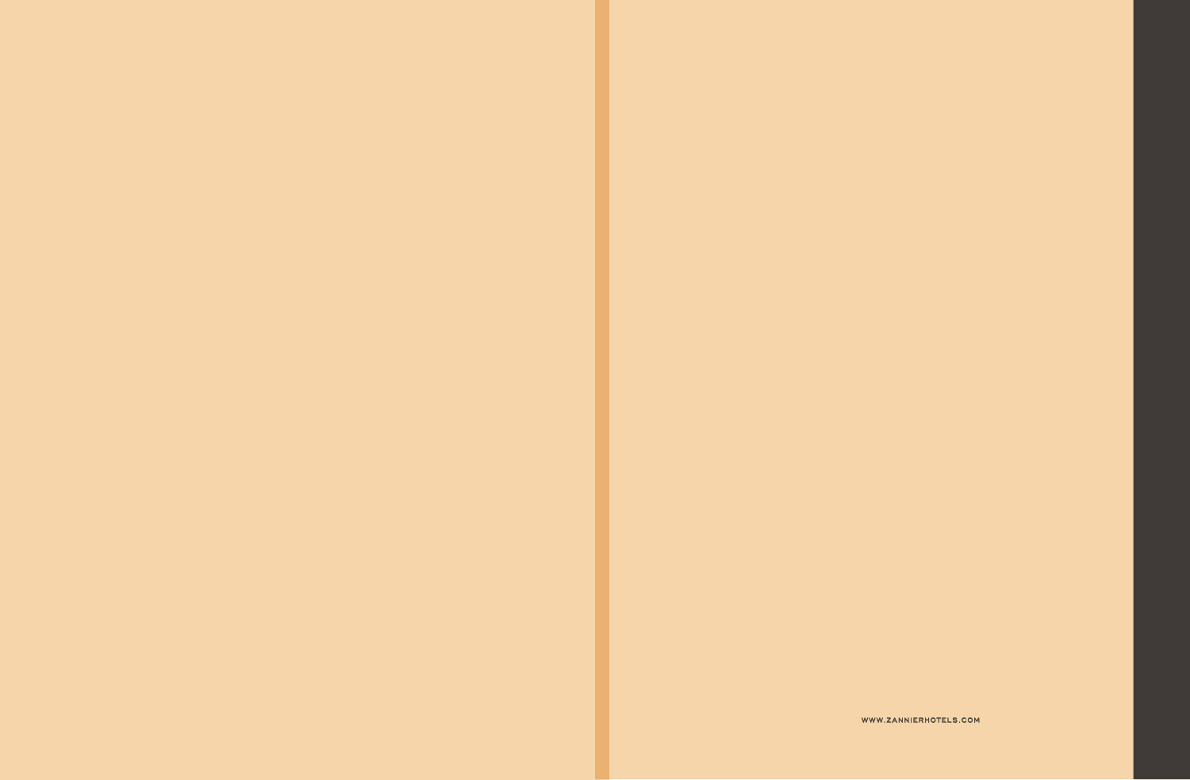WWW.ZANNIERHOTELS.COM